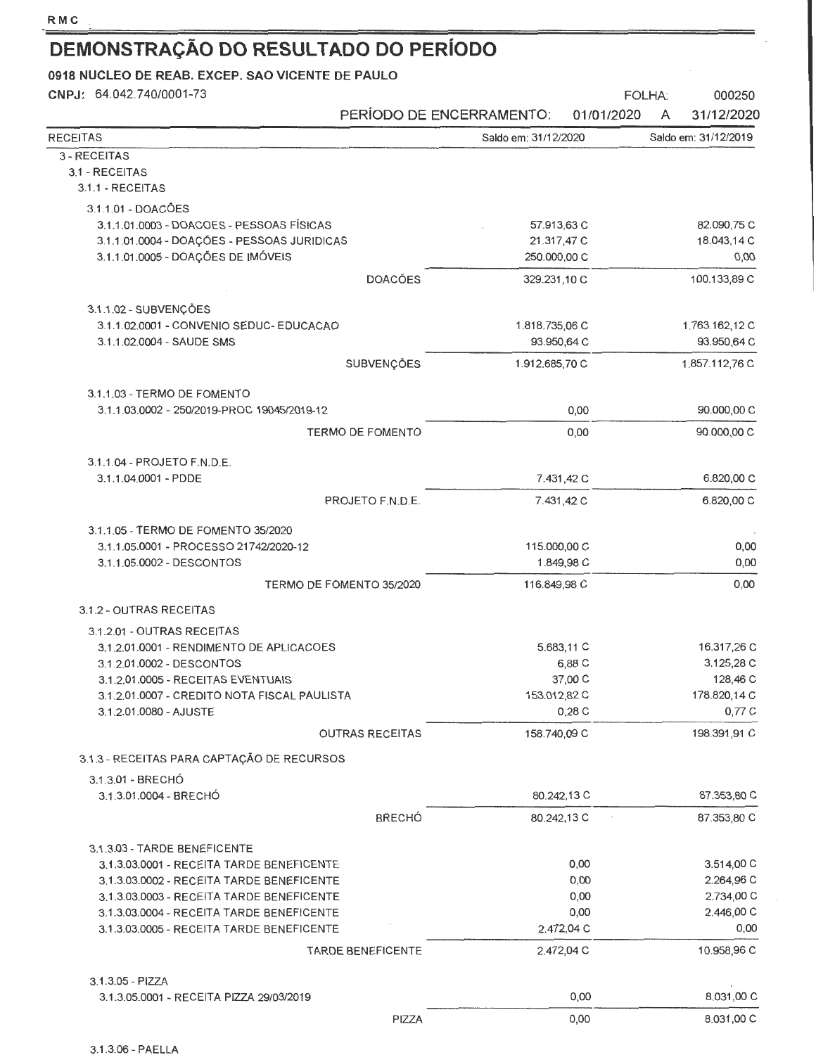# DEMONSTRAÇÃO DO RESULTADO DO PERÍODO

**0918 NUCLEO DE REAB. EXCEP. SAO VICENTE DE PAULO**

CNPJ: 64.042.740/0001-73 FOLHA: 000250

PERÍODO DE ENCERRAMENTO: 01/01/2020 A 31/12/2020

| RECEITAS | Saldo em: 31/12/2020 | Saldo em: 31/12/2019 |
|---|---|---|
| 3 - RECEITAS | | |
| 3.1 - RECEITAS | | |
| 3.1.1 - RECEITAS | | |
| 3.1.1.01 - DOAÇÕES | | |
| 3.1.1.01.0003 - DOACOES - PESSOAS FÍSICAS | 57.913,63 C | 82.090,75 C |
| 3.1.1.01.0004 - DOAÇÕES - PESSOAS JURIDICAS | 21.317,47 C | 18.043,14 C |
| 3.1.1.01.0005 - DOAÇÕES DE IMÓVEIS | 250.000,00 C | 0,00 |
| DOACÕES | 329.231,10 C | 100.133,89 C |
| 3.1.1.02 - SUBVENÇÕES | | |
| 3.1.1.02.0001 - CONVENIO SEDUC- EDUCACAO | 1.818.735,06 C | 1.763.162,12 C |
| 3.1.1.02.0004 - SAUDE SMS | 93.950,64 C | 93.950,64 C |
| SUBVENÇÕES | 1.912.685,70 C | 1.857.112,76 C |
| 3.1.1.03 - TERMO DE FOMENTO | | |
| 3.1.1.03.0002 - 250/2019-PROC 19045/2019-12 | 0,00 | 90.000,00 C |
| TERMO DE FOMENTO | 0,00 | 90.000,00 C |
| 3.1.1.04 - PROJETO F.N.D.E. | | |
| 3.1.1.04.0001 - PDDE | 7.431,42 C | 6.820,00 C |
| PROJETO F.N.D.E. | 7.431,42 C | 6.820,00 C |
| 3.1.1.05 - TERMO DE FOMENTO 35/2020 | | |
| 3.1.1.05.0001 - PROCESSO 21742/2020-12 | 115.000,00 C | 0,00 |
| 3.1.1.05.0002 - DESCONTOS | 1.849,98 C | 0,00 |
| TERMO DE FOMENTO 35/2020 | 116.849,98 C | 0,00 |
| 3.1.2 - OUTRAS RECEITAS | | |
| 3.1.2.01 - OUTRAS RECEITAS | | |
| 3.1.2.01.0001 - RENDIMENTO DE APLICACOES | 5.683,11 C | 16.317,26 C |
| 3.1.2.01.0002 - DESCONTOS | 6,88 C | 3.125,28 C |
| 3.1.2.01.0005 - RECEITAS EVENTUAIS | 37,00 C | 128,46 C |
| 3.1.2.01.0007 - CREDITO NOTA FISCAL PAULISTA | 153.012,82 C | 178.820,14 C |
| 3.1.2.01.0080 - AJUSTE | 0,28 C | 0,77 C |
| OUTRAS RECEITAS | 158.740,09 C | 198.391,91 C |
| 3.1.3 - RECEITAS PARA CAPTAÇÃO DE RECURSOS | | |
| 3.1.3.01 - BRECHÓ | | |
| 3.1.3.01.0004 - BRECHÓ | 80.242,13 C | 87.353,80 C |
| BRECHÓ | 80.242,13 C | 87.353,80 C |
| 3.1.3.03 - TARDE BENEFICENTE | | |
| 3.1.3.03.0001 - RECEITA TARDE BENEFICENTE | 0,00 | 3.514,00 C |
| 3.1.3.03.0002 - RECEITA TARDE BENEFICENTE | 0,00 | 2.264,96 C |
| 3.1.3.03.0003 - RECEITA TARDE BENEFICENTE | 0,00 | 2.734,00 C |
| 3.1.3.03.0004 - RECEITA TARDE BENEFICENTE | 0,00 | 2.446,00 C |
| 3.1.3.03.0005 - RECEITA TARDE BENEFICENTE | 2.472,04 C | 0,00 |
| TARDE BENEFICENTE | 2.472,04 C | 10.958,96 C |
| 3.1.3.05 - PIZZA | | |
| 3.1.3.05.0001 - RECEITA PIZZA 29/03/2019 | 0,00 | 8.031,00 C |
| PIZZA | 0,00 | 8.031,00 C |
| 3.1.3.06 - PAELLA | | |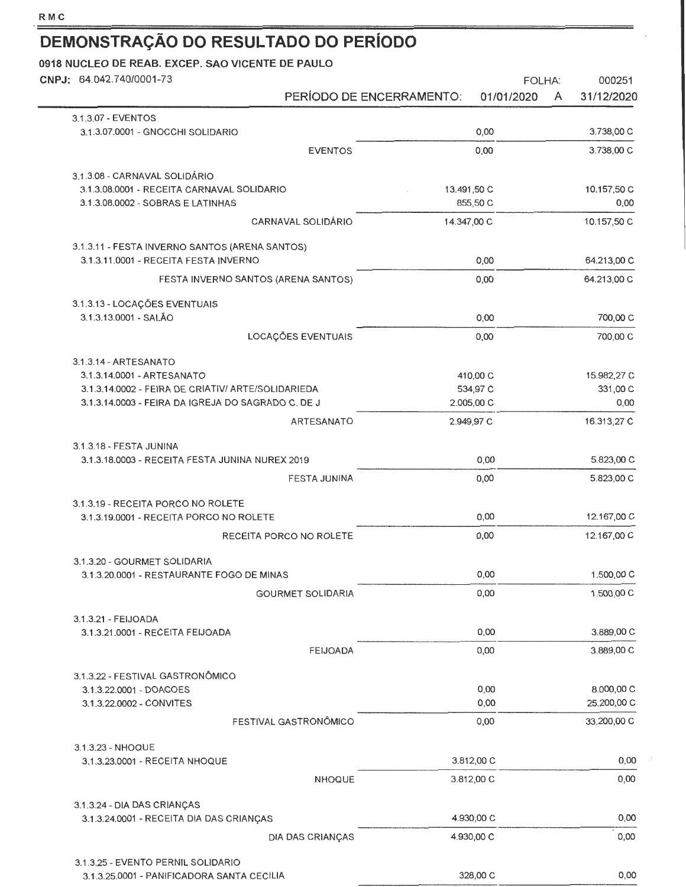# DEMONSTRAÇÃO DO RESULTADO DO PERÍODO

**0918 NUCLEO DE REAB. EXCEP. SAO VICENTE DE PAULO**

**CNPJ:** 64.042.740/0001-73 FOLHA: 000251

PERÍODO DE ENCERRAMENTO: 01/01/2020 A 31/12/2020

| Conta | | |
|---|---|---|
| 3.1.3.07 - EVENTOS | | |
| 3.1.3.07.0001 - GNOCCHI SOLIDARIO | 0,00 | 3.738,00 C |
| EVENTOS | 0,00 | 3.738,00 C |
| 3.1.3.08 - CARNAVAL SOLIDÁRIO | | |
| 3.1.3.08.0001 - RECEITA CARNAVAL SOLIDARIO | 13.491,50 C | 10.157,50 C |
| 3.1.3.08.0002 - SOBRAS E LATINHAS | 855,50 C | 0,00 |
| CARNAVAL SOLIDÁRIO | 14.347,00 C | 10.157,50 C |
| 3.1.3.11 - FESTA INVERNO SANTOS (ARENA SANTOS) | | |
| 3.1.3.11.0001 - RECEITA FESTA INVERNO | 0,00 | 64.213,00 C |
| FESTA INVERNO SANTOS (ARENA SANTOS) | 0,00 | 64.213,00 C |
| 3.1.3.13 - LOCAÇÕES EVENTUAIS | | |
| 3.1.3.13.0001 - SALÃO | 0,00 | 700,00 C |
| LOCAÇÕES EVENTUAIS | 0,00 | 700,00 C |
| 3.1.3.14 - ARTESANATO | | |
| 3.1.3.14.0001 - ARTESANATO | 410,00 C | 15.982,27 C |
| 3.1.3.14.0002 - FEIRA DE CRIATIV/ ARTE/SOLIDARIEDA | 534,97 C | 331,00 C |
| 3.1.3.14.0003 - FEIRA DA IGREJA DO SAGRADO C. DE J | 2.005,00 C | 0,00 |
| ARTESANATO | 2.949,97 C | 16.313,27 C |
| 3.1.3.18 - FESTA JUNINA | | |
| 3.1.3.18.0003 - RECEITA FESTA JUNINA NUREX 2019 | 0,00 | 5.823,00 C |
| FESTA JUNINA | 0,00 | 5.823,00 C |
| 3.1.3.19 - RECEITA PORCO NO ROLETE | | |
| 3.1.3.19.0001 - RECEITA PORCO NO ROLETE | 0,00 | 12.167,00 C |
| RECEITA PORCO NO ROLETE | 0,00 | 12.167,00 C |
| 3.1.3.20 - GOURMET SOLIDARIA | | |
| 3.1.3.20.0001 - RESTAURANTE FOGO DE MINAS | 0,00 | 1.500,00 C |
| GOURMET SOLIDARIA | 0,00 | 1.500,00 C |
| 3.1.3.21 - FEIJOADA | | |
| 3.1.3.21.0001 - RECEITA FEIJOADA | 0,00 | 3.889,00 C |
| FEIJOADA | 0,00 | 3.889,00 C |
| 3.1.3.22 - FESTIVAL GASTRONÔMICO | | |
| 3.1.3.22.0001 - DOACOES | 0,00 | 8.000,00 C |
| 3.1.3.22.0002 - CONVITES | 0,00 | 25.200,00 C |
| FESTIVAL GASTRONÔMICO | 0,00 | 33.200,00 C |
| 3.1.3.23 - NHOQUE | | |
| 3.1.3.23.0001 - RECEITA NHOQUE | 3.812,00 C | 0,00 |
| NHOQUE | 3.812,00 C | 0,00 |
| 3.1.3.24 - DIA DAS CRIANÇAS | | |
| 3.1.3.24.0001 - RECEITA DIA DAS CRIANÇAS | 4.930,00 C | 0,00 |
| DIA DAS CRIANÇAS | 4.930,00 C | 0,00 |
| 3.1.3.25 - EVENTO PERNIL SOLIDARIO | | |
| 3.1.3.25.0001 - PANIFICADORA SANTA CECILIA | 328,00 C | 0,00 |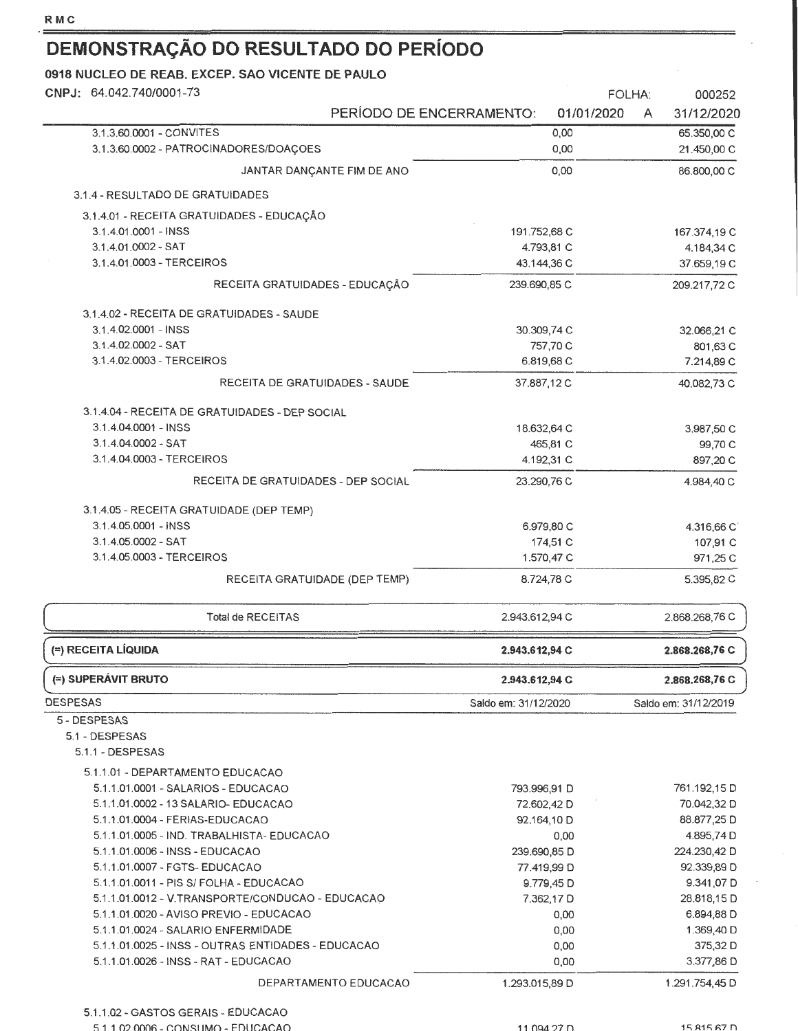# DEMONSTRAÇÃO DO RESULTADO DO PERÍODO

**0918 NUCLEO DE REAB. EXCEP. SAO VICENTE DE PAULO**

CNPJ: 64.042.740/0001-73 FOLHA: 000252

PERÍODO DE ENCERRAMENTO: 01/01/2020 A 31/12/2020

| Conta | | |
|---|---|---|
| 3.1.3.60.0001 - CONVITES | 0,00 | 65.350,00 C |
| 3.1.3.60.0002 - PATROCINADORES/DOAÇOES | 0,00 | 21.450,00 C |
| JANTAR DANÇANTE FIM DE ANO | 0,00 | 86.800,00 C |
| 3.1.4 - RESULTADO DE GRATUIDADES | | |
| 3.1.4.01 - RECEITA GRATUIDADES - EDUCAÇÃO | | |
| 3.1.4.01.0001 - INSS | 191.752,68 C | 167.374,19 C |
| 3.1.4.01.0002 - SAT | 4.793,81 C | 4.184,34 C |
| 3.1.4.01.0003 - TERCEIROS | 43.144,36 C | 37.659,19 C |
| RECEITA GRATUIDADES - EDUCAÇÃO | 239.690,85 C | 209.217,72 C |
| 3.1.4.02 - RECEITA DE GRATUIDADES - SAUDE | | |
| 3.1.4.02.0001 - INSS | 30.309,74 C | 32.066,21 C |
| 3.1.4.02.0002 - SAT | 757,70 C | 801,63 C |
| 3.1.4.02.0003 - TERCEIROS | 6.819,68 C | 7.214,89 C |
| RECEITA DE GRATUIDADES - SAUDE | 37.887,12 C | 40.082,73 C |
| 3.1.4.04 - RECEITA DE GRATUIDADES - DEP SOCIAL | | |
| 3.1.4.04.0001 - INSS | 18.632,64 C | 3.987,50 C |
| 3.1.4.04.0002 - SAT | 465,81 C | 99,70 C |
| 3.1.4.04.0003 - TERCEIROS | 4.192,31 C | 897,20 C |
| RECEITA DE GRATUIDADES - DEP SOCIAL | 23.290,76 C | 4.984,40 C |
| 3.1.4.05 - RECEITA GRATUIDADE (DEP TEMP) | | |
| 3.1.4.05.0001 - INSS | 6.979,80 C | 4.316,66 C |
| 3.1.4.05.0002 - SAT | 174,51 C | 107,91 C |
| 3.1.4.05.0003 - TERCEIROS | 1.570,47 C | 971,25 C |
| RECEITA GRATUIDADE (DEP TEMP) | 8.724,78 C | 5.395,82 C |
| Total de RECEITAS | 2.943.612,94 C | 2.868.268,76 C |
| **(=) RECEITA LÍQUIDA** | **2.943.612,94 C** | **2.868.268,76 C** |
| **(=) SUPERÁVIT BRUTO** | **2.943.612,94 C** | **2.868.268,76 C** |

| DESPESAS | Saldo em: 31/12/2020 | Saldo em: 31/12/2019 |
|---|---|---|
| 5 - DESPESAS | | |
| 5.1 - DESPESAS | | |
| 5.1.1 - DESPESAS | | |
| 5.1.1.01 - DEPARTAMENTO EDUCACAO | | |
| 5.1.1.01.0001 - SALARIOS - EDUCACAO | 793.996,91 D | 761.192,15 D |
| 5.1.1.01.0002 - 13 SALARIO- EDUCACAO | 72.602,42 D | 70.042,32 D |
| 5.1.1.01.0004 - FERIAS-EDUCACAO | 92.164,10 D | 88.877,25 D |
| 5.1.1.01.0005 - IND. TRABALHISTA- EDUCACAO | 0,00 | 4.895,74 D |
| 5.1.1.01.0006 - INSS - EDUCACAO | 239.690,85 D | 224.230,42 D |
| 5.1.1.01.0007 - FGTS- EDUCACAO | 77.419,99 D | 92.339,89 D |
| 5.1.1.01.0011 - PIS S/ FOLHA - EDUCACAO | 9.779,45 D | 9.341,07 D |
| 5.1.1.01.0012 - V.TRANSPORTE/CONDUCAO - EDUCACAO | 7.362,17 D | 28.818,15 D |
| 5.1.1.01.0020 - AVISO PREVIO - EDUCACAO | 0,00 | 6.894,88 D |
| 5.1.1.01.0024 - SALARIO ENFERMIDADE | 0,00 | 1.369,40 D |
| 5.1.1.01.0025 - INSS - OUTRAS ENTIDADES - EDUCACAO | 0,00 | 375,32 D |
| 5.1.1.01.0026 - INSS - RAT - EDUCACAO | 0,00 | 3.377,86 D |
| DEPARTAMENTO EDUCACAO | 1.293.015,89 D | 1.291.754,45 D |
| 5.1.1.02 - GASTOS GERAIS - EDUCACAO | | |
| 5.1.1.02.0006 - CONSUMO - EDUCACAO | 11.094,27 D | 15.815,67 D |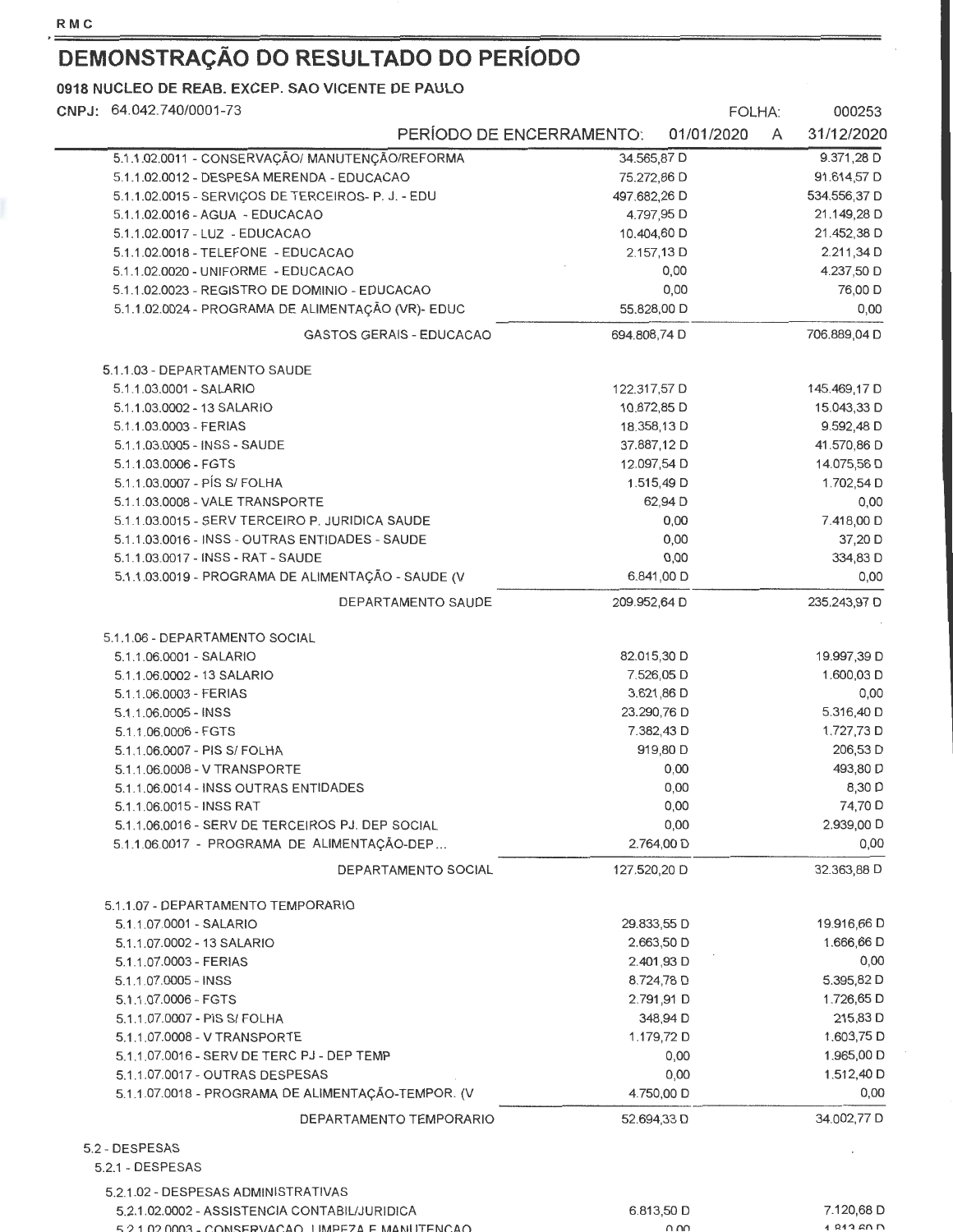# DEMONSTRAÇÃO DO RESULTADO DO PERÍODO

**0918 NUCLEO DE REAB. EXCEP. SAO VICENTE DE PAULO**

CNPJ: 64.042.740/0001-73

FOLHA: 000253

PERÍODO DE ENCERRAMENTO: 01/01/2020 A 31/12/2020

| Conta | | |
|---|---|---|
| 5.1.1.02.0011 - CONSERVAÇÃO/ MANUTENÇÃO/REFORMA | 34.565,87 D | 9.371,28 D |
| 5.1.1.02.0012 - DESPESA MERENDA - EDUCACAO | 75.272,86 D | 91.614,57 D |
| 5.1.1.02.0015 - SERVIÇOS DE TERCEIROS- P. J. - EDU | 497.682,26 D | 534.556,37 D |
| 5.1.1.02.0016 - AGUA - EDUCACAO | 4.797,95 D | 21.149,28 D |
| 5.1.1.02.0017 - LUZ - EDUCACAO | 10.404,60 D | 21.452,38 D |
| 5.1.1.02.0018 - TELEFONE - EDUCACAO | 2.157,13 D | 2.211,34 D |
| 5.1.1.02.0020 - UNIFORME - EDUCACAO | 0,00 | 4.237,50 D |
| 5.1.1.02.0023 - REGISTRO DE DOMINIO - EDUCACAO | 0,00 | 76,00 D |
| 5.1.1.02.0024 - PROGRAMA DE ALIMENTAÇÃO (VR)- EDUC | 55.828,00 D | 0,00 |
| GASTOS GERAIS - EDUCACAO | 694.808,74 D | 706.889,04 D |
| 5.1.1.03 - DEPARTAMENTO SAUDE | | |
| 5.1.1.03.0001 - SALARIO | 122.317,57 D | 145.469,17 D |
| 5.1.1.03.0002 - 13 SALARIO | 10.672,85 D | 15.043,33 D |
| 5.1.1.03.0003 - FERIAS | 18.358,13 D | 9.592,48 D |
| 5.1.1.03.0005 - INSS - SAUDE | 37.887,12 D | 41.570,86 D |
| 5.1.1.03.0006 - FGTS | 12.097,54 D | 14.075,56 D |
| 5.1.1.03.0007 - PÍS S/ FOLHA | 1.515,49 D | 1.702,54 D |
| 5.1.1.03.0008 - VALE TRANSPORTE | 62,94 D | 0,00 |
| 5.1.1.03.0015 - SERV TERCEIRO P. JURIDICA SAUDE | 0,00 | 7.418,00 D |
| 5.1.1.03.0016 - INSS - OUTRAS ENTIDADES - SAUDE | 0,00 | 37,20 D |
| 5.1.1.03.0017 - INSS - RAT - SAUDE | 0,00 | 334,83 D |
| 5.1.1.03.0019 - PROGRAMA DE ALIMENTAÇÃO - SAUDE (V | 6.841,00 D | 0,00 |
| DEPARTAMENTO SAUDE | 209.952,64 D | 235.243,97 D |
| 5.1.1.06 - DEPARTAMENTO SOCIAL | | |
| 5.1.1.06.0001 - SALARIO | 82.015,30 D | 19.997,39 D |
| 5.1.1.06.0002 - 13 SALARIO | 7.526,05 D | 1.600,03 D |
| 5.1.1.06.0003 - FERIAS | 3.621,86 D | 0,00 |
| 5.1.1.06.0005 - INSS | 23.290,76 D | 5.316,40 D |
| 5.1.1.06.0006 - FGTS | 7.382,43 D | 1.727,73 D |
| 5.1.1.06.0007 - PIS S/ FOLHA | 919,80 D | 206,53 D |
| 5.1.1.06.0008 - V TRANSPORTE | 0,00 | 493,80 D |
| 5.1.1.06.0014 - INSS OUTRAS ENTIDADES | 0,00 | 8,30 D |
| 5.1.1.06.0015 - INSS RAT | 0,00 | 74,70 D |
| 5.1.1.06.0016 - SERV DE TERCEIROS PJ. DEP SOCIAL | 0,00 | 2.939,00 D |
| 5.1.1.06.0017 - PROGRAMA DE ALIMENTAÇÃO-DEP... | 2.764,00 D | 0,00 |
| DEPARTAMENTO SOCIAL | 127.520,20 D | 32.363,88 D |
| 5.1.1.07 - DEPARTAMENTO TEMPORARIO | | |
| 5.1.1.07.0001 - SALARIO | 29.833,55 D | 19.916,66 D |
| 5.1.1.07.0002 - 13 SALARIO | 2.663,50 D | 1.666,66 D |
| 5.1.1.07.0003 - FERIAS | 2.401,93 D | 0,00 |
| 5.1.1.07.0005 - INSS | 8.724,78 D | 5.395,82 D |
| 5.1.1.07.0006 - FGTS | 2.791,91 D | 1.726,65 D |
| 5.1.1.07.0007 - PIS S/ FOLHA | 348,94 D | 215,83 D |
| 5.1.1.07.0008 - V TRANSPORTE | 1.179,72 D | 1.603,75 D |
| 5.1.1.07.0016 - SERV DE TERC PJ - DEP TEMP | 0,00 | 1.965,00 D |
| 5.1.1.07.0017 - OUTRAS DESPESAS | 0,00 | 1.512,40 D |
| 5.1.1.07.0018 - PROGRAMA DE ALIMENTAÇÃO-TEMPOR. (V | 4.750,00 D | 0,00 |
| DEPARTAMENTO TEMPORARIO | 52.694,33 D | 34.002,77 D |
| 5.2 - DESPESAS | | |
| 5.2.1 - DESPESAS | | |
| 5.2.1.02 - DESPESAS ADMINISTRATIVAS | | |
| 5.2.1.02.0002 - ASSISTENCIA CONTABIL/JURIDICA | 6.813,50 D | 7.120,68 D |
| 5.2.1.02.0003 - CONSERVACAO, LIMPEZA E MANUTENCAO | 0,00 | 1.813,60 D |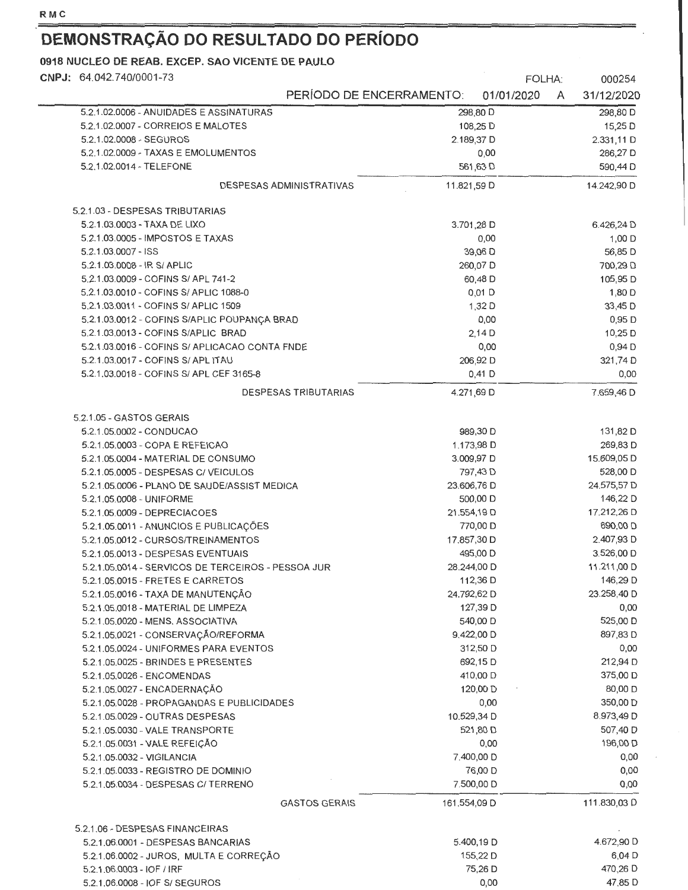RMC

# DEMONSTRAÇÃO DO RESULTADO DO PERÍODO

**0918 NUCLEO DE REAB. EXCEP. SAO VICENTE DE PAULO**

**CNPJ:** 64.042.740/0001-73 FOLHA: 000254

PERÍODO DE ENCERRAMENTO: 01/01/2020 A 31/12/2020

| Conta | | |
|---|---|---|
| 5.2.1.02.0006 - ANUIDADES E ASSINATURAS | 298,80 D | 298,80 D |
| 5.2.1.02.0007 - CORREIOS E MALOTES | 108,25 D | 15,25 D |
| 5.2.1.02.0008 - SEGUROS | 2.189,37 D | 2.331,11 D |
| 5.2.1.02.0009 - TAXAS E EMOLUMENTOS | 0,00 | 286,27 D |
| 5.2.1.02.0014 - TELEFONE | 561,63 D | 590,44 D |
| DESPESAS ADMINISTRATIVAS | 11.821,59 D | 14.242,90 D |
| 5.2.1.03 - DESPESAS TRIBUTARIAS | | |
| 5.2.1.03.0003 - TAXA DE LIXO | 3.701,28 D | 6.426,24 D |
| 5.2.1.03.0005 - IMPOSTOS E TAXAS | 0,00 | 1,00 D |
| 5.2.1.03.0007 - ISS | 39,06 D | 56,85 D |
| 5.2.1.03.0008 - IR S/ APLIC | 260,07 D | 700,29 D |
| 5.2.1.03.0009 - COFINS S/ APL 741-2 | 60,48 D | 105,95 D |
| 5.2.1.03.0010 - COFINS S/ APLIC 1088-0 | 0,01 D | 1,80 D |
| 5.2.1.03.0011 - COFINS S/ APLIC 1509 | 1,32 D | 33,45 D |
| 5.2.1.03.0012 - COFINS S/APLIC POUPANÇA BRAD | 0,00 | 0,95 D |
| 5.2.1.03.0013 - COFINS S/APLIC BRAD | 2,14 D | 10,25 D |
| 5.2.1.03.0016 - COFINS S/ APLICACAO CONTA FNDE | 0,00 | 0,94 D |
| 5.2.1.03.0017 - COFINS S/ APL ITAU | 206,92 D | 321,74 D |
| 5.2.1.03.0018 - COFINS S/ APL CEF 3165-8 | 0,41 D | 0,00 |
| DESPESAS TRIBUTARIAS | 4.271,69 D | 7.659,46 D |
| 5.2.1.05 - GASTOS GERAIS | | |
| 5.2.1.05.0002 - CONDUCAO | 989,30 D | 131,82 D |
| 5.2.1.05.0003 - COPA E REFEICAO | 1.173,98 D | 269,83 D |
| 5.2.1.05.0004 - MATERIAL DE CONSUMO | 3.009,97 D | 15.609,05 D |
| 5.2.1.05.0005 - DESPESAS C/ VEICULOS | 797,43 D | 528,00 D |
| 5.2.1.05.0006 - PLANO DE SAUDE/ASSIST MEDICA | 23.606,76 D | 24.575,57 D |
| 5.2.1.05.0008 - UNIFORME | 500,00 D | 146,22 D |
| 5.2.1.05.0009 - DEPRECIACOES | 21.554,19 D | 17.212,26 D |
| 5.2.1.05.0011 - ANUNCIOS E PUBLICAÇÕES | 770,00 D | 690,00 D |
| 5.2.1.05.0012 - CURSOS/TREINAMENTOS | 17.857,30 D | 2.407,93 D |
| 5.2.1.05.0013 - DESPESAS EVENTUAIS | 495,00 D | 3.526,00 D |
| 5.2.1.05.0014 - SERVICOS DE TERCEIROS - PESSOA JUR | 28.244,00 D | 11.211,00 D |
| 5.2.1.05.0015 - FRETES E CARRETOS | 112,36 D | 146,29 D |
| 5.2.1.05.0016 - TAXA DE MANUTENÇÃO | 24.792,62 D | 23.258,40 D |
| 5.2.1.05.0018 - MATERIAL DE LIMPEZA | 127,39 D | 0,00 |
| 5.2.1.05.0020 - MENS. ASSOCIATIVA | 540,00 D | 525,00 D |
| 5.2.1.05.0021 - CONSERVAÇÃO/REFORMA | 9.422,00 D | 897,83 D |
| 5.2.1.05.0024 - UNIFORMES PARA EVENTOS | 312,50 D | 0,00 |
| 5.2.1.05.0025 - BRINDES E PRESENTES | 692,15 D | 212,94 D |
| 5.2.1.05.0026 - ENCOMENDAS | 410,00 D | 375,00 D |
| 5.2.1.05.0027 - ENCADERNAÇÃO | 120,00 D | 80,00 D |
| 5.2.1.05.0028 - PROPAGANDAS E PUBLICIDADES | 0,00 | 350,00 D |
| 5.2.1.05.0029 - OUTRAS DESPESAS | 10.529,34 D | 8.973,49 D |
| 5.2.1.05.0030 - VALE TRANSPORTE | 521,80 D | 507,40 D |
| 5.2.1.05.0031 - VALE REFEIÇÃO | 0,00 | 196,00 D |
| 5.2.1.05.0032 - VIGILANCIA | 7.400,00 D | 0,00 |
| 5.2.1.05.0033 - REGISTRO DE DOMINIO | 76,00 D | 0,00 |
| 5.2.1.05.0034 - DESPESAS C/ TERRENO | 7.500,00 D | 0,00 |
| GASTOS GERAIS | 161.554,09 D | 111.830,03 D |
| 5.2.1.06 - DESPESAS FINANCEIRAS | | |
| 5.2.1.06.0001 - DESPESAS BANCARIAS | 5.400,19 D | 4.672,90 D |
| 5.2.1.06.0002 - JUROS, MULTA E CORREÇÃO | 155,22 D | 6,04 D |
| 5.2.1.06.0003 - IOF / IRF | 75,26 D | 470,26 D |
| 5.2.1.06.0008 - IOF S/ SEGUROS | 0,00 | 47,85 D |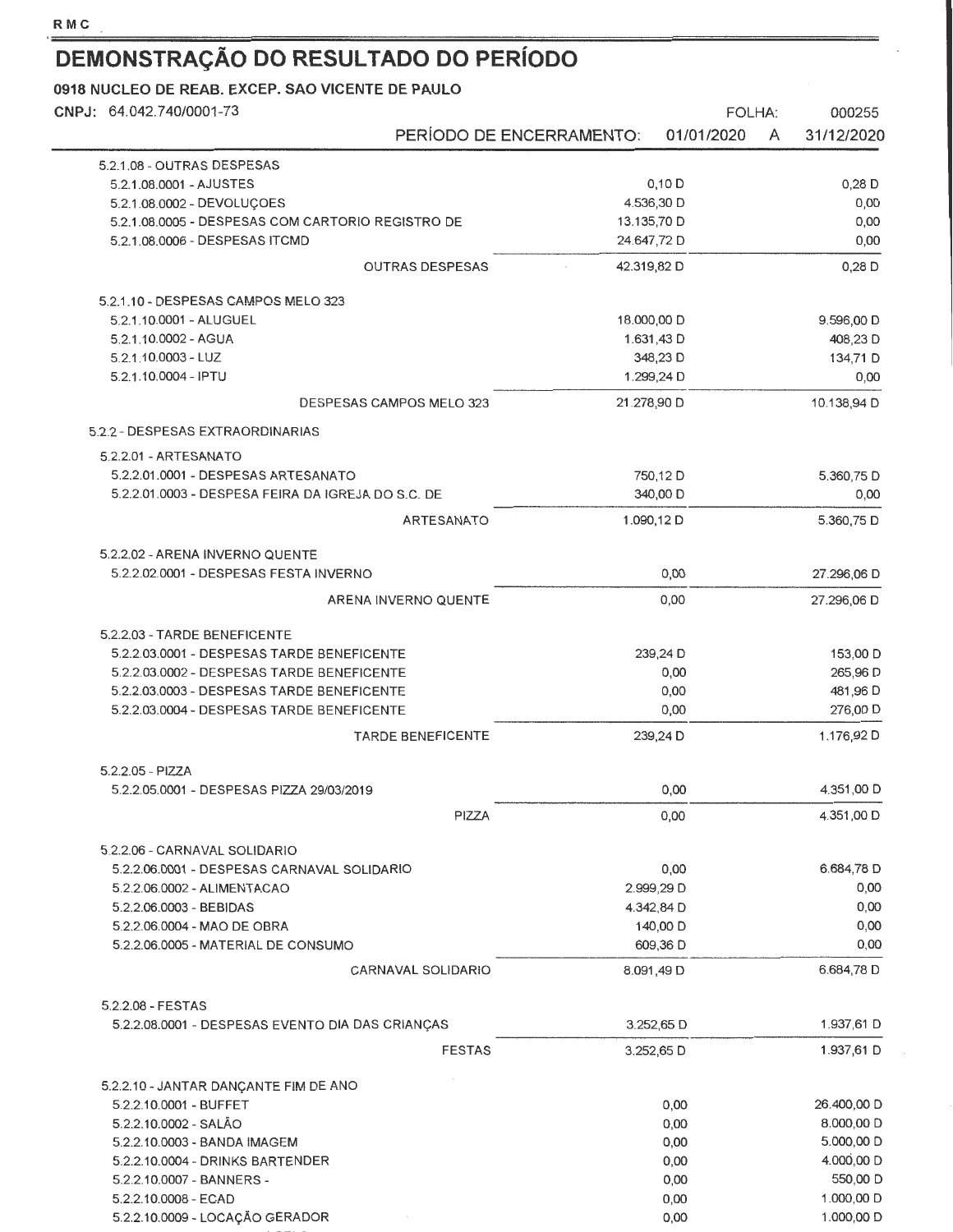# DEMONSTRAÇÃO DO RESULTADO DO PERÍODO

**0918 NUCLEO DE REAB. EXCEP. SAO VICENTE DE PAULO**

CNPJ: 64.042.740/0001-73 FOLHA: 000255

PERÍODO DE ENCERRAMENTO: 01/01/2020 A 31/12/2020

| Conta | | |
|---|---|---|
| 5.2.1.08 - OUTRAS DESPESAS | | |
| 5.2.1.08.0001 - AJUSTES | 0,10 D | 0,28 D |
| 5.2.1.08.0002 - DEVOLUÇOES | 4.536,30 D | 0,00 |
| 5.2.1.08.0005 - DESPESAS COM CARTORIO REGISTRO DE | 13.135,70 D | 0,00 |
| 5.2.1.08.0006 - DESPESAS ITCMD | 24.647,72 D | 0,00 |
| OUTRAS DESPESAS | 42.319,82 D | 0,28 D |
| 5.2.1.10 - DESPESAS CAMPOS MELO 323 | | |
| 5.2.1.10.0001 - ALUGUEL | 18.000,00 D | 9.596,00 D |
| 5.2.1.10.0002 - AGUA | 1.631,43 D | 408,23 D |
| 5.2.1.10.0003 - LUZ | 348,23 D | 134,71 D |
| 5.2.1.10.0004 - IPTU | 1.299,24 D | 0,00 |
| DESPESAS CAMPOS MELO 323 | 21.278,90 D | 10.138,94 D |
| 5.2.2 - DESPESAS EXTRAORDINARIAS | | |
| 5.2.2.01 - ARTESANATO | | |
| 5.2.2.01.0001 - DESPESAS ARTESANATO | 750,12 D | 5.360,75 D |
| 5.2.2.01.0003 - DESPESA FEIRA DA IGREJA DO S.C. DE | 340,00 D | 0,00 |
| ARTESANATO | 1.090,12 D | 5.360,75 D |
| 5.2.2.02 - ARENA INVERNO QUENTE | | |
| 5.2.2.02.0001 - DESPESAS FESTA INVERNO | 0,00 | 27.296,06 D |
| ARENA INVERNO QUENTE | 0,00 | 27.296,06 D |
| 5.2.2.03 - TARDE BENEFICENTE | | |
| 5.2.2.03.0001 - DESPESAS TARDE BENEFICENTE | 239,24 D | 153,00 D |
| 5.2.2.03.0002 - DESPESAS TARDE BENEFICENTE | 0,00 | 265,96 D |
| 5.2.2.03.0003 - DESPESAS TARDE BENEFICENTE | 0,00 | 481,96 D |
| 5.2.2.03.0004 - DESPESAS TARDE BENEFICENTE | 0,00 | 276,00 D |
| TARDE BENEFICENTE | 239,24 D | 1.176,92 D |
| 5.2.2.05 - PIZZA | | |
| 5.2.2.05.0001 - DESPESAS PIZZA 29/03/2019 | 0,00 | 4.351,00 D |
| PIZZA | 0,00 | 4.351,00 D |
| 5.2.2.06 - CARNAVAL SOLIDARIO | | |
| 5.2.2.06.0001 - DESPESAS CARNAVAL SOLIDARIO | 0,00 | 6.684,78 D |
| 5.2.2.06.0002 - ALIMENTACAO | 2.999,29 D | 0,00 |
| 5.2.2.06.0003 - BEBIDAS | 4.342,84 D | 0,00 |
| 5.2.2.06.0004 - MAO DE OBRA | 140,00 D | 0,00 |
| 5.2.2.06.0005 - MATERIAL DE CONSUMO | 609,36 D | 0,00 |
| CARNAVAL SOLIDARIO | 8.091,49 D | 6.684,78 D |
| 5.2.2.08 - FESTAS | | |
| 5.2.2.08.0001 - DESPESAS EVENTO DIA DAS CRIANÇAS | 3.252,65 D | 1.937,61 D |
| FESTAS | 3.252,65 D | 1.937,61 D |
| 5.2.2.10 - JANTAR DANÇANTE FIM DE ANO | | |
| 5.2.2.10.0001 - BUFFET | 0,00 | 26.400,00 D |
| 5.2.2.10.0002 - SALÃO | 0,00 | 8.000,00 D |
| 5.2.2.10.0003 - BANDA IMAGEM | 0,00 | 5.000,00 D |
| 5.2.2.10.0004 - DRINKS BARTENDER | 0,00 | 4.000,00 D |
| 5.2.2.10.0007 - BANNERS - | 0,00 | 550,00 D |
| 5.2.2.10.0008 - ECAD | 0,00 | 1.000,00 D |
| 5.2.2.10.0009 - LOCAÇÃO GERADOR | 0,00 | 1.000,00 D |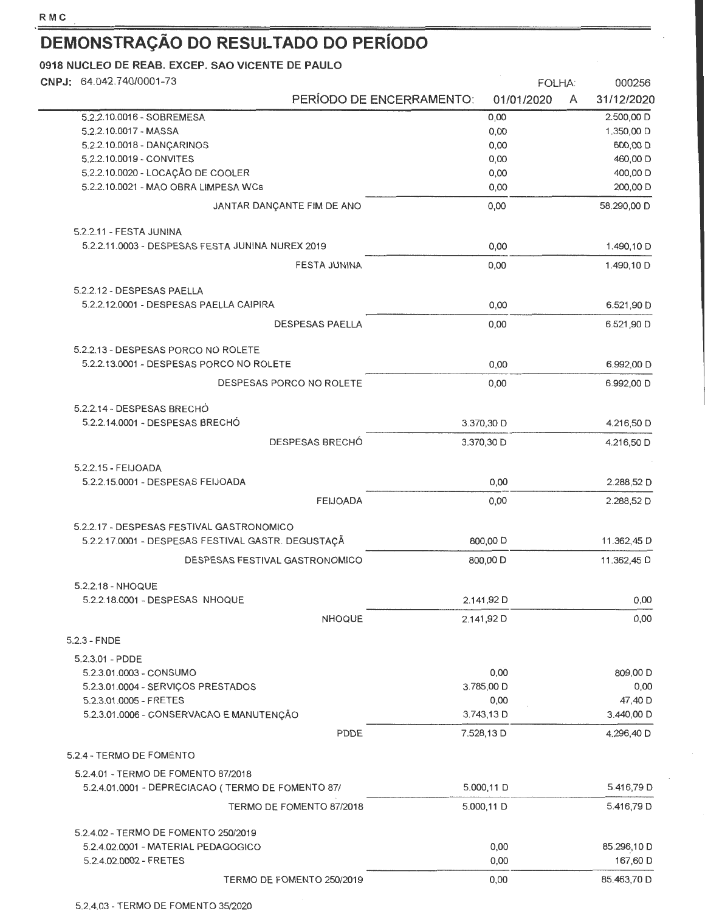# DEMONSTRAÇÃO DO RESULTADO DO PERÍODO

**0918 NUCLEO DE REAB. EXCEP. SAO VICENTE DE PAULO**

**CNPJ:** 64.042.740/0001-73

FOLHA: 000256

PERÍODO DE ENCERRAMENTO: 01/01/2020 A 31/12/2020

| Conta | 01/01/2020 | 31/12/2020 |
|---|---|---|
| 5.2.2.10.0016 - SOBREMESA | 0,00 | 2.500,00 D |
| 5.2.2.10.0017 - MASSA | 0,00 | 1.350,00 D |
| 5.2.2.10.0018 - DANÇARINOS | 0,00 | 600,00 D |
| 5.2.2.10.0019 - CONVITES | 0,00 | 460,00 D |
| 5.2.2.10.0020 - LOCAÇÃO DE COOLER | 0,00 | 400,00 D |
| 5.2.2.10.0021 - MAO OBRA LIMPESA WCs | 0,00 | 200,00 D |
| JANTAR DANÇANTE FIM DE ANO | 0,00 | 58.290,00 D |
| 5.2.2.11 - FESTA JUNINA | | |
| 5.2.2.11.0003 - DESPESAS FESTA JUNINA NUREX 2019 | 0,00 | 1.490,10 D |
| FESTA JUNINA | 0,00 | 1.490,10 D |
| 5.2.2.12 - DESPESAS PAELLA | | |
| 5.2.2.12.0001 - DESPESAS PAELLA CAIPIRA | 0,00 | 6.521,90 D |
| DESPESAS PAELLA | 0,00 | 6.521,90 D |
| 5.2.2.13 - DESPESAS PORCO NO ROLETE | | |
| 5.2.2.13.0001 - DESPESAS PORCO NO ROLETE | 0,00 | 6.992,00 D |
| DESPESAS PORCO NO ROLETE | 0,00 | 6.992,00 D |
| 5.2.2.14 - DESPESAS BRECHÓ | | |
| 5.2.2.14.0001 - DESPESAS BRECHÓ | 3.370,30 D | 4.216,50 D |
| DESPESAS BRECHÓ | 3.370,30 D | 4.216,50 D |
| 5.2.2.15 - FEIJOADA | | |
| 5.2.2.15.0001 - DESPESAS FEIJOADA | 0,00 | 2.288,52 D |
| FEIJOADA | 0,00 | 2.288,52 D |
| 5.2.2.17 - DESPESAS FESTIVAL GASTRONOMICO | | |
| 5.2.2.17.0001 - DESPESAS FESTIVAL GASTR. DEGUSTAÇÃ | 800,00 D | 11.362,45 D |
| DESPESAS FESTIVAL GASTRONOMICO | 800,00 D | 11.362,45 D |
| 5.2.2.18 - NHOQUE | | |
| 5.2.2.18.0001 - DESPESAS NHOQUE | 2.141,92 D | 0,00 |
| NHOQUE | 2.141,92 D | 0,00 |
| 5.2.3 - FNDE | | |
| 5.2.3.01 - PDDE | | |
| 5.2.3.01.0003 - CONSUMO | 0,00 | 809,00 D |
| 5.2.3.01.0004 - SERVIÇOS PRESTADOS | 3.785,00 D | 0,00 |
| 5.2.3.01.0005 - FRETES | 0,00 | 47,40 D |
| 5.2.3.01.0006 - CONSERVACAO E MANUTENÇÃO | 3.743,13 D | 3.440,00 D |
| PDDE | 7.528,13 D | 4.296,40 D |
| 5.2.4 - TERMO DE FOMENTO | | |
| 5.2.4.01 - TERMO DE FOMENTO 87/2018 | | |
| 5.2.4.01.0001 - DEPRECIACAO ( TERMO DE FOMENTO 87/ | 5.000,11 D | 5.416,79 D |
| TERMO DE FOMENTO 87/2018 | 5.000,11 D | 5.416,79 D |
| 5.2.4.02 - TERMO DE FOMENTO 250/2019 | | |
| 5.2.4.02.0001 - MATERIAL PEDAGOGICO | 0,00 | 85.296,10 D |
| 5.2.4.02.0002 - FRETES | 0,00 | 167,60 D |
| TERMO DE FOMENTO 250/2019 | 0,00 | 85.463,70 D |
| 5.2.4.03 - TERMO DE FOMENTO 35/2020 | | |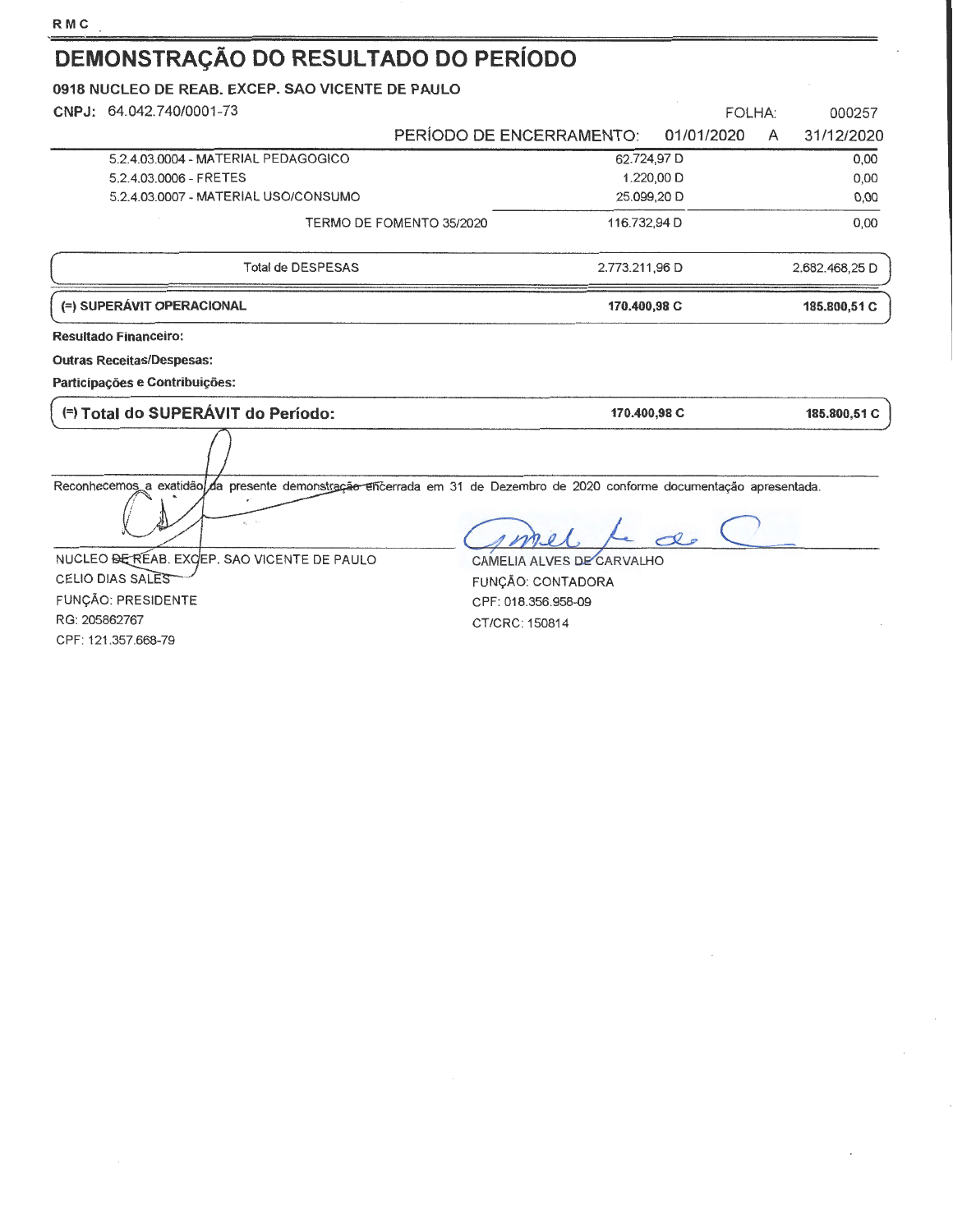# DEMONSTRAÇÃO DO RESULTADO DO PERÍODO

**0918 NUCLEO DE REAB. EXCEP. SAO VICENTE DE PAULO**

**CNPJ:** 64.042.740/0001-73

FOLHA: 000257

PERÍODO DE ENCERRAMENTO: 01/01/2020 A 31/12/2020

| | | |
|---|---|---|
| 5.2.4.03.0004 - MATERIAL PEDAGOGICO | 62.724,97 D | 0,00 |
| 5.2.4.03.0006 - FRETES | 1.220,00 D | 0,00 |
| 5.2.4.03.0007 - MATERIAL USO/CONSUMO | 25.099,20 D | 0,00 |
| TERMO DE FOMENTO 35/2020 | 116.732,94 D | 0,00 |
| Total de DESPESAS | 2.773.211,96 D | 2.682.468,25 D |
| **(=) SUPERÁVIT OPERACIONAL** | **170.400,98 C** | **185.800,51 C** |

**Resultado Financeiro:**

**Outras Receitas/Despesas:**

**Participações e Contribuições:**

| | | |
|---|---|---|
| **(=) Total do SUPERÁVIT do Período:** | **170.400,98 C** | **185.800,51 C** |

Reconhecemos a exatidão da presente demonstração encerrada em 31 de Dezembro de 2020 conforme documentação apresentada.

NUCLEO DE REAB. EXCEP. SAO VICENTE DE PAULO
CELIO DIAS SALES
FUNÇÃO: PRESIDENTE
RG: 205862767
CPF: 121.357.668-79

CAMELIA ALVES DE CARVALHO
FUNÇÃO: CONTADORA
CPF: 018.356.958-09
CT/CRC: 150814